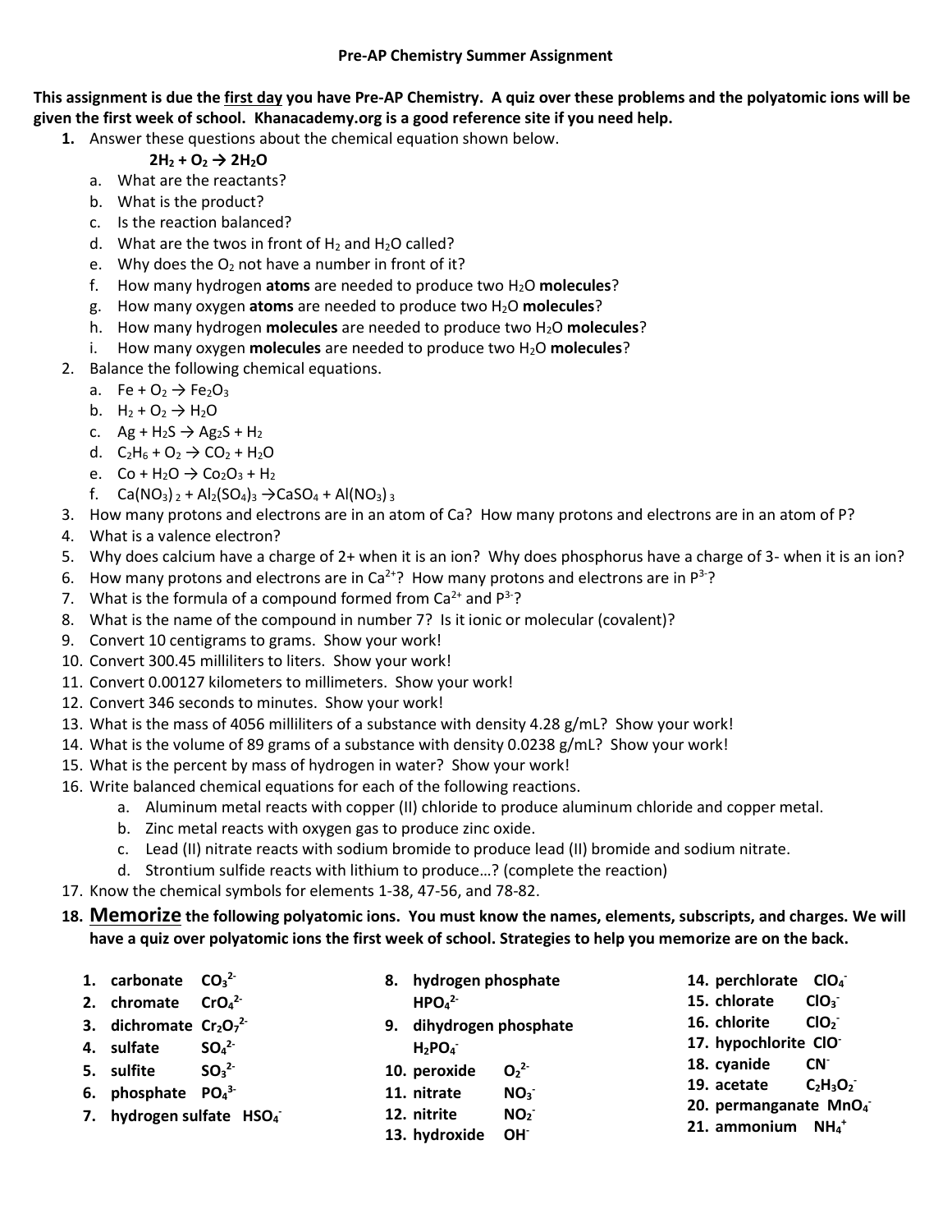# Pre-AP Chemistry Summer Assignment

**This assignment is due the first day you have Pre-AP Chemistry. A quiz over these problems and the polyatomic ions will be given the first week of school. Khanacademy.org is a good reference site if you need help.**

1. Answer these questions about the chemical equation shown below.

   $$2H_2 + O_2 \rightarrow 2H_2O$$

   a. What are the reactants?
   b. What is the product?
   c. Is the reaction balanced?
   d. What are the twos in front of $H_2$ and $H_2O$ called?
   e. Why does the $O_2$ not have a number in front of it?
   f. How many hydrogen **atoms** are needed to produce two $H_2O$ **molecules**?
   g. How many oxygen **atoms** are needed to produce two $H_2O$ **molecules**?
   h. How many hydrogen **molecules** are needed to produce two $H_2O$ **molecules**?
   i. How many oxygen **molecules** are needed to produce two $H_2O$ **molecules**?

2. Balance the following chemical equations.
   a. $Fe + O_2 \rightarrow Fe_2O_3$
   b. $H_2 + O_2 \rightarrow H_2O$
   c. $Ag + H_2S \rightarrow Ag_2S + H_2$
   d. $C_2H_6 + O_2 \rightarrow CO_2 + H_2O$
   e. $Co + H_2O \rightarrow Co_2O_3 + H_2$
   f. $Ca(NO_3)_2 + Al_2(SO_4)_3 \rightarrow CaSO_4 + Al(NO_3)_3$
3. How many protons and electrons are in an atom of Ca? How many protons and electrons are in an atom of P?
4. What is a valence electron?
5. Why does calcium have a charge of 2+ when it is an ion? Why does phosphorus have a charge of 3- when it is an ion?
6. How many protons and electrons are in $Ca^{2+}$? How many protons and electrons are in $P^{3-}$?
7. What is the formula of a compound formed from $Ca^{2+}$ and $P^{3-}$?
8. What is the name of the compound in number 7? Is it ionic or molecular (covalent)?
9. Convert 10 centigrams to grams. Show your work!
10. Convert 300.45 milliliters to liters. Show your work!
11. Convert 0.00127 kilometers to millimeters. Show your work!
12. Convert 346 seconds to minutes. Show your work!
13. What is the mass of 4056 milliliters of a substance with density 4.28 g/mL? Show your work!
14. What is the volume of 89 grams of a substance with density 0.0238 g/mL? Show your work!
15. What is the percent by mass of hydrogen in water? Show your work!
16. Write balanced chemical equations for each of the following reactions.
    a. Aluminum metal reacts with copper (II) chloride to produce aluminum chloride and copper metal.
    b. Zinc metal reacts with oxygen gas to produce zinc oxide.
    c. Lead (II) nitrate reacts with sodium bromide to produce lead (II) bromide and sodium nitrate.
    d. Strontium sulfide reacts with lithium to produce…? (complete the reaction)
17. Know the chemical symbols for elements 1-38, 47-56, and 78-82.
18. **Memorize the following polyatomic ions. You must know the names, elements, subscripts, and charges. We will have a quiz over polyatomic ions the first week of school. Strategies to help you memorize are on the back.**

    1. **carbonate $CO_3^{2-}$**
    2. **chromate $CrO_4^{2-}$**
    3. **dichromate $Cr_2O_7^{2-}$**
    4. **sulfate $SO_4^{2-}$**
    5. **sulfite $SO_3^{2-}$**
    6. **phosphate $PO_4^{3-}$**
    7. **hydrogen sulfate $HSO_4^-$**
    8. **hydrogen phosphate $HPO_4^{2-}$**
    9. **dihydrogen phosphate $H_2PO_4^-$**
    10. **peroxide $O_2^{2-}$**
    11. **nitrate $NO_3^-$**
    12. **nitrite $NO_2^-$**
    13. **hydroxide $OH^-$**
    14. **perchlorate $ClO_4^-$**
    15. **chlorate $ClO_3^-$**
    16. **chlorite $ClO_2^-$**
    17. **hypochlorite $ClO^-$**
    18. **cyanide $CN^-$**
    19. **acetate $C_2H_3O_2^-$**
    20. **permanganate $MnO_4^-$**
    21. **ammonium $NH_4^+$**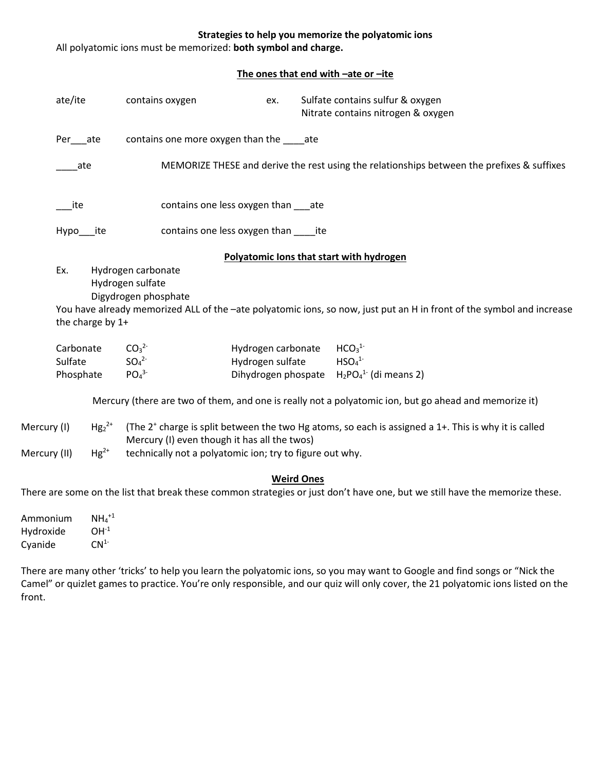**Strategies to help you memorize the polyatomic ions**

All polyatomic ions must be memorized: **both symbol and charge.**

**The ones that end with –ate or –ite**

| | | |
|---|---|---|
| ate/ite | contains oxygen | ex. Sulfate contains sulfur & oxygen<br>Nitrate contains nitrogen & oxygen |
| Per___ate | contains one more oxygen than the ____ate | |
| ____ate | MEMORIZE THESE and derive the rest using the relationships between the prefixes & suffixes | |
| ___ite | contains one less oxygen than ___ate | |
| Hypo___ite | contains one less oxygen than ____ite | |

**Polyatomic Ions that start with hydrogen**

Ex. Hydrogen carbonate
Hydrogen sulfate
Digydrogen phosphate

You have already memorized ALL of the –ate polyatomic ions, so now, just put an H in front of the symbol and increase the charge by 1+

| | | | |
|---|---|---|---|
| Carbonate | $CO_3^{2-}$ | Hydrogen carbonate | $HCO_3^{1-}$ |
| Sulfate | $SO_4^{2-}$ | Hydrogen sulfate | $HSO_4^{1-}$ |
| Phosphate | $PO_4^{3-}$ | Dihydrogen phospate | $H_2PO_4^{1-}$ (di means 2) |

Mercury (there are two of them, and one is really not a polyatomic ion, but go ahead and memorize it)

| | | |
|---|---|---|
| Mercury (I) | $Hg_2^{2+}$ | (The $2^+$ charge is split between the two Hg atoms, so each is assigned a 1+. This is why it is called Mercury (I) even though it has all the twos) |
| Mercury (II) | $Hg^{2+}$ | technically not a polyatomic ion; try to figure out why. |

**Weird Ones**

There are some on the list that break these common strategies or just don't have one, but we still have the memorize these.

| | |
|---|---|
| Ammonium | $NH_4^{+1}$ |
| Hydroxide | $OH^{-1}$ |
| Cyanide | $CN^{1-}$ |

There are many other 'tricks' to help you learn the polyatomic ions, so you may want to Google and find songs or "Nick the Camel" or quizlet games to practice. You're only responsible, and our quiz will only cover, the 21 polyatomic ions listed on the front.